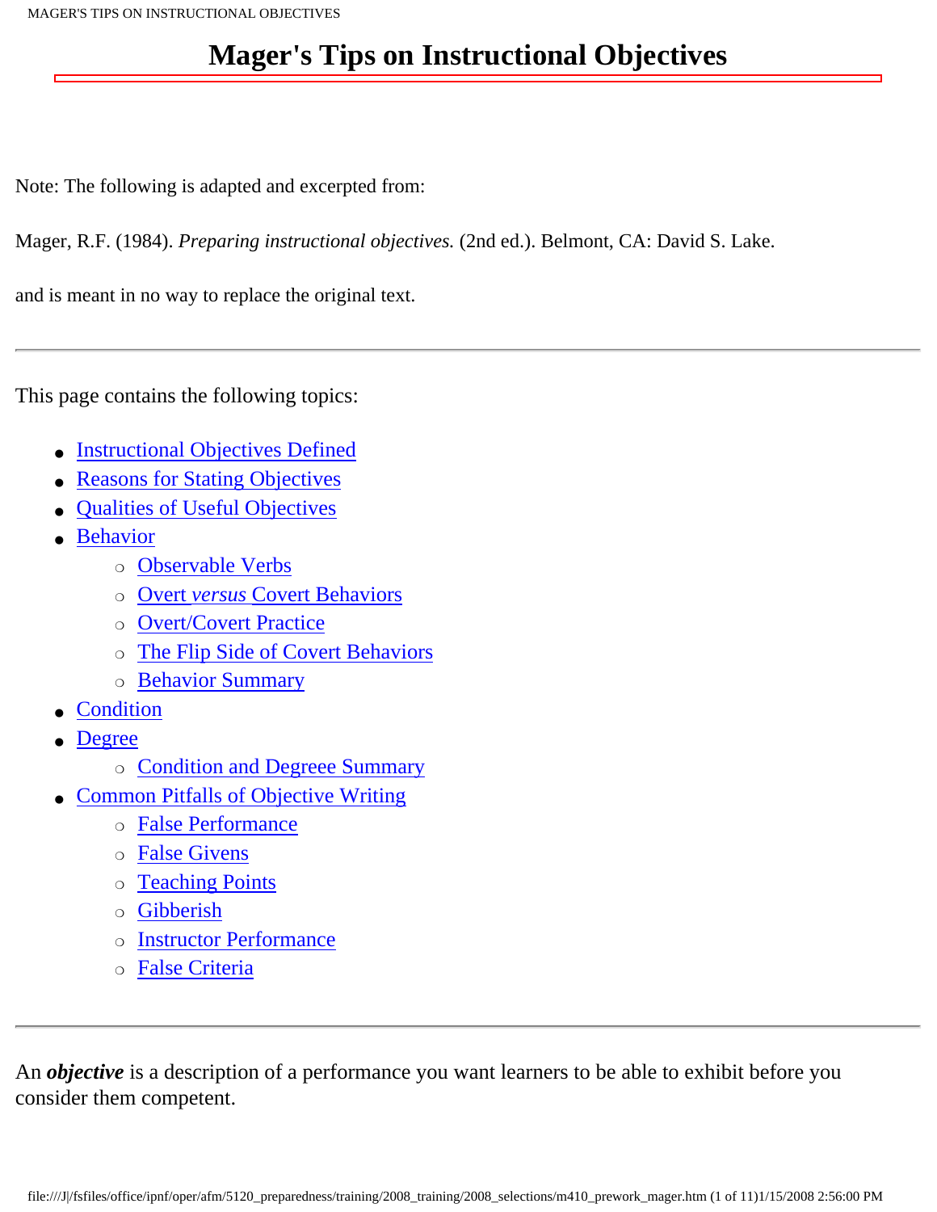# Mager's Tips on Instructional Objectives

Note: The following is adapted and excerpted from:

Mager, R.F. (1984). *Preparing instructional objectives.* (2nd ed.). Belmont, CA: David S. Lake.

and is meant in no way to replace the original text.

---

This page contains the following topics:

- Instructional Objectives Defined
- Reasons for Stating Objectives
- Qualities of Useful Objectives
- Behavior
  - Observable Verbs
  - Overt *versus* Covert Behaviors
  - Overt/Covert Practice
  - The Flip Side of Covert Behaviors
  - Behavior Summary
- Condition
- Degree
  - Condition and Degreee Summary
- Common Pitfalls of Objective Writing
  - False Performance
  - False Givens
  - Teaching Points
  - Gibberish
  - Instructor Performance
  - False Criteria

---

An ***objective*** is a description of a performance you want learners to be able to exhibit before you consider them competent.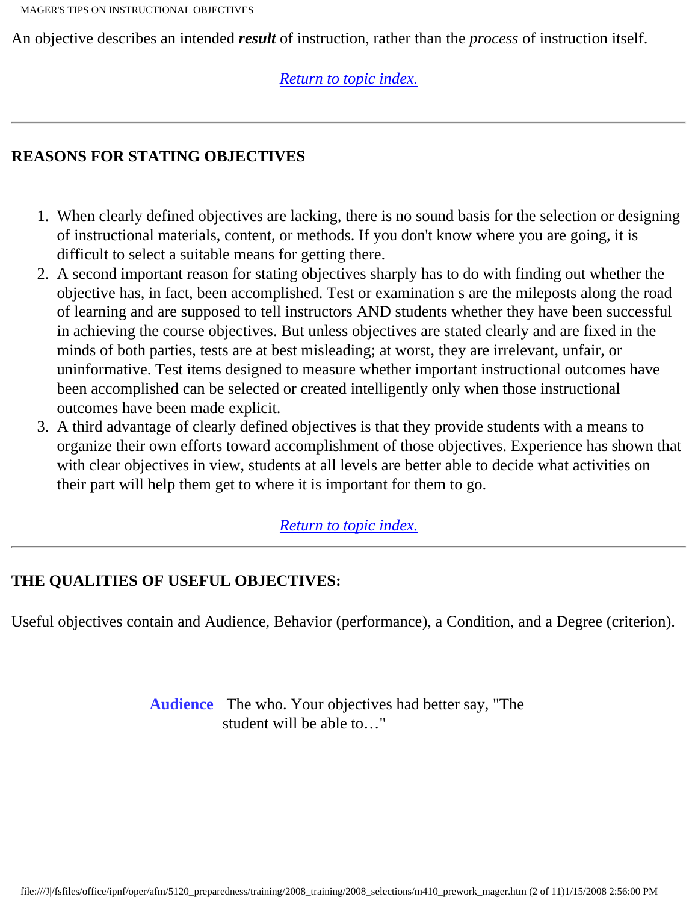An objective describes an intended ***result*** of instruction, rather than the *process* of instruction itself.

*Return to topic index.*

---

## REASONS FOR STATING OBJECTIVES

1. When clearly defined objectives are lacking, there is no sound basis for the selection or designing of instructional materials, content, or methods. If you don't know where you are going, it is difficult to select a suitable means for getting there.
2. A second important reason for stating objectives sharply has to do with finding out whether the objective has, in fact, been accomplished. Test or examination s are the mileposts along the road of learning and are supposed to tell instructors AND students whether they have been successful in achieving the course objectives. But unless objectives are stated clearly and are fixed in the minds of both parties, tests are at best misleading; at worst, they are irrelevant, unfair, or uninformative. Test items designed to measure whether important instructional outcomes have been accomplished can be selected or created intelligently only when those instructional outcomes have been made explicit.
3. A third advantage of clearly defined objectives is that they provide students with a means to organize their own efforts toward accomplishment of those objectives. Experience has shown that with clear objectives in view, students at all levels are better able to decide what activities on their part will help them get to where it is important for them to go.

*Return to topic index.*

---

## THE QUALITIES OF USEFUL OBJECTIVES:

Useful objectives contain and Audience, Behavior (performance), a Condition, and a Degree (criterion).

| | |
|---|---|
| **Audience** | The who. Your objectives had better say, "The student will be able to…" |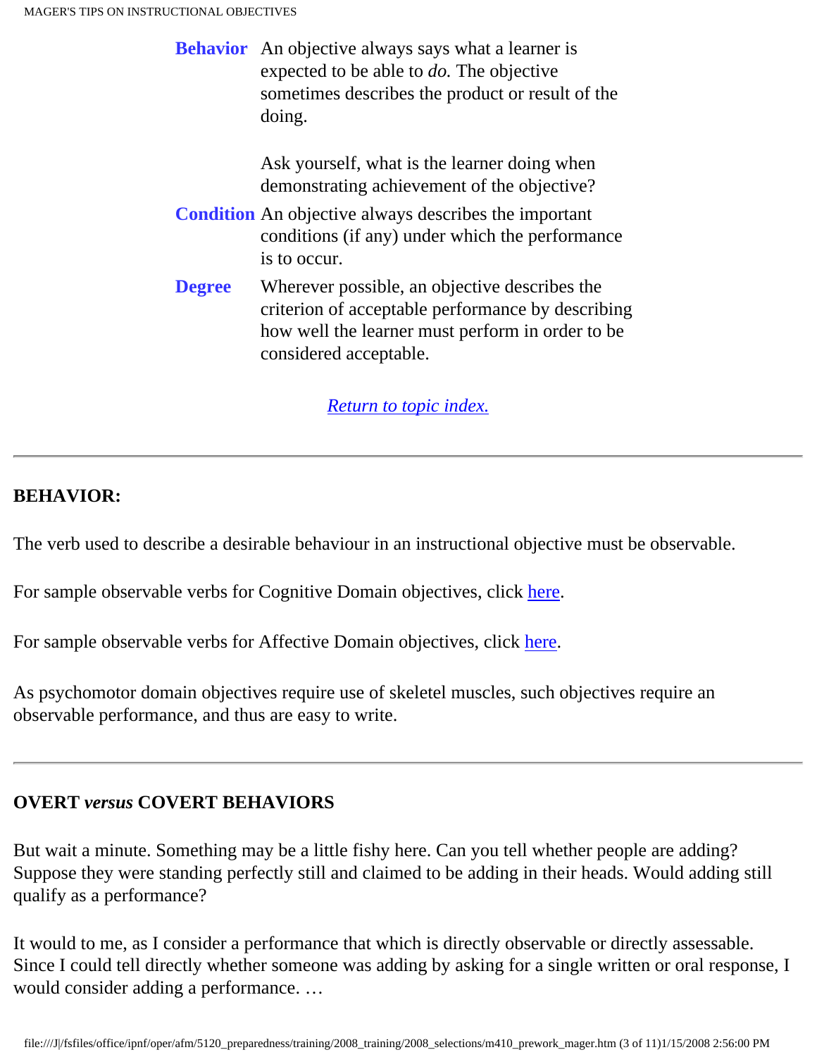| | |
|---|---|
| **Behavior** | An objective always says what a learner is expected to be able to *do.* The objective sometimes describes the product or result of the doing.<br><br>Ask yourself, what is the learner doing when demonstrating achievement of the objective? |
| **Condition** | An objective always describes the important conditions (if any) under which the performance is to occur. |
| **Degree** | Wherever possible, an objective describes the criterion of acceptable performance by describing how well the learner must perform in order to be considered acceptable. |

*Return to topic index.*

---

**BEHAVIOR:**

The verb used to describe a desirable behaviour in an instructional objective must be observable.

For sample observable verbs for Cognitive Domain objectives, click here.

For sample observable verbs for Affective Domain objectives, click here.

As psychomotor domain objectives require use of skeletel muscles, such objectives require an observable performance, and thus are easy to write.

---

**OVERT *versus* COVERT BEHAVIORS**

But wait a minute. Something may be a little fishy here. Can you tell whether people are adding? Suppose they were standing perfectly still and claimed to be adding in their heads. Would adding still qualify as a performance?

It would to me, as I consider a performance that which is directly observable or directly assessable. Since I could tell directly whether someone was adding by asking for a single written or oral response, I would consider adding a performance. …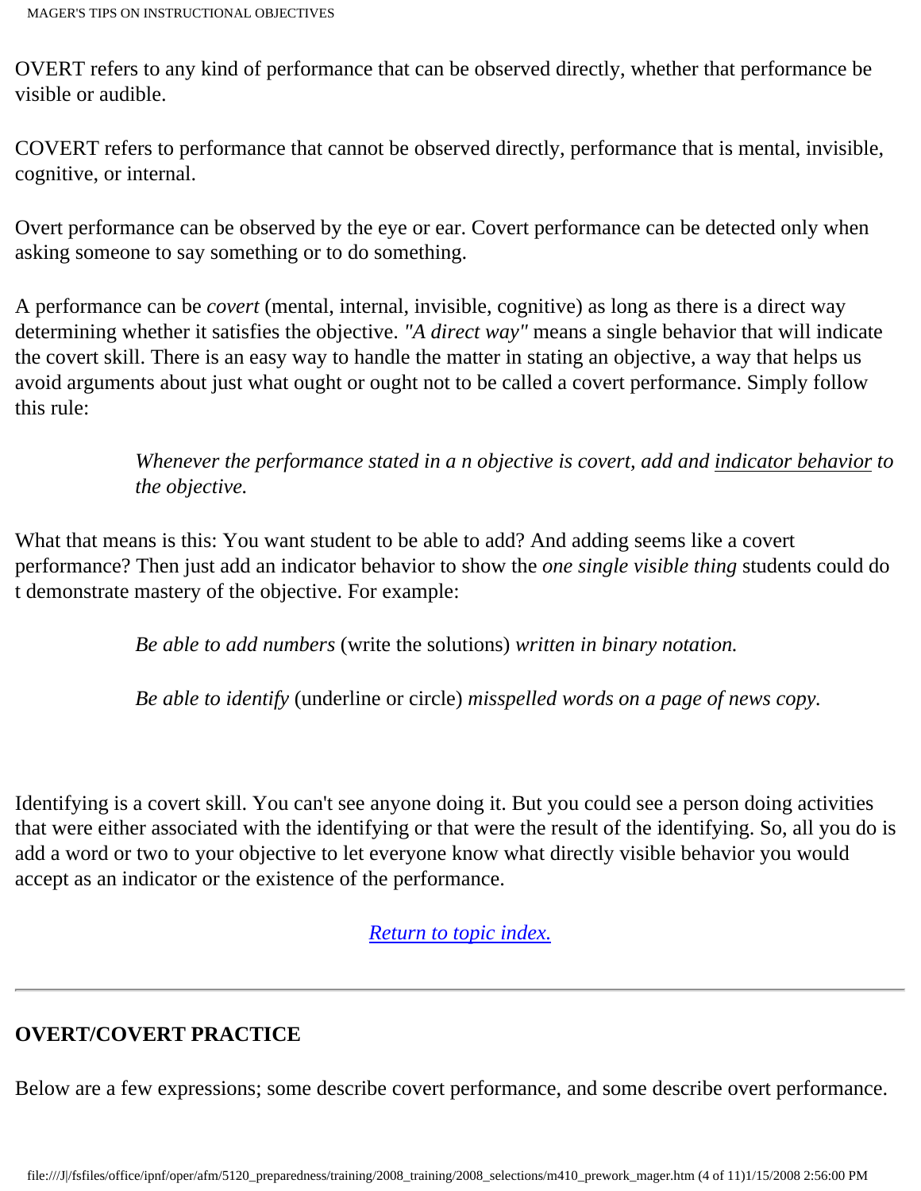OVERT refers to any kind of performance that can be observed directly, whether that performance be visible or audible.

COVERT refers to performance that cannot be observed directly, performance that is mental, invisible, cognitive, or internal.

Overt performance can be observed by the eye or ear. Covert performance can be detected only when asking someone to say something or to do something.

A performance can be *covert* (mental, internal, invisible, cognitive) as long as there is a direct way determining whether it satisfies the objective. *"A direct way"* means a single behavior that will indicate the covert skill. There is an easy way to handle the matter in stating an objective, a way that helps us avoid arguments about just what ought or ought not to be called a covert performance. Simply follow this rule:

> *Whenever the performance stated in a n objective is covert, add and indicator behavior to the objective.*

What that means is this: You want student to be able to add? And adding seems like a covert performance? Then just add an indicator behavior to show the *one single visible thing* students could do t demonstrate mastery of the objective. For example:

> *Be able to add numbers* (write the solutions) *written in binary notation.*
>
> *Be able to identify* (underline or circle) *misspelled words on a page of news copy.*

Identifying is a covert skill. You can't see anyone doing it. But you could see a person doing activities that were either associated with the identifying or that were the result of the identifying. So, all you do is add a word or two to your objective to let everyone know what directly visible behavior you would accept as an indicator or the existence of the performance.

Return to topic index.

---

**OVERT/COVERT PRACTICE**

Below are a few expressions; some describe covert performance, and some describe overt performance.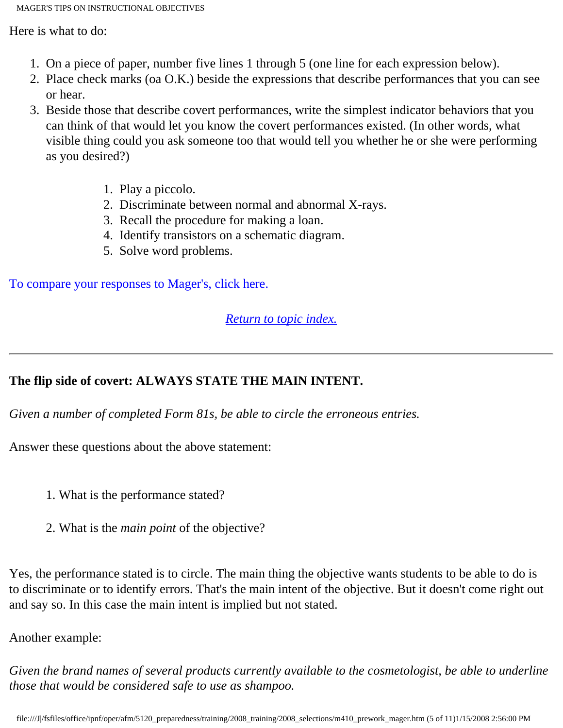Here is what to do:

1. On a piece of paper, number five lines 1 through 5 (one line for each expression below).
2. Place check marks (oa O.K.) beside the expressions that describe performances that you can see or hear.
3. Beside those that describe covert performances, write the simplest indicator behaviors that you can think of that would let you know the covert performances existed. (In other words, what visible thing could you ask someone too that would tell you whether he or she were performing as you desired?)

   1. Play a piccolo.
   2. Discriminate between normal and abnormal X-rays.
   3. Recall the procedure for making a loan.
   4. Identify transistors on a schematic diagram.
   5. Solve word problems.

To compare your responses to Mager's, click here.

*Return to topic index.*

---

**The flip side of covert: ALWAYS STATE THE MAIN INTENT.**

*Given a number of completed Form 81s, be able to circle the erroneous entries.*

Answer these questions about the above statement:

1. What is the performance stated?

2. What is the *main point* of the objective?

Yes, the performance stated is to circle. The main thing the objective wants students to be able to do is to discriminate or to identify errors. That's the main intent of the objective. But it doesn't come right out and say so. In this case the main intent is implied but not stated.

Another example:

*Given the brand names of several products currently available to the cosmetologist, be able to underline those that would be considered safe to use as shampoo.*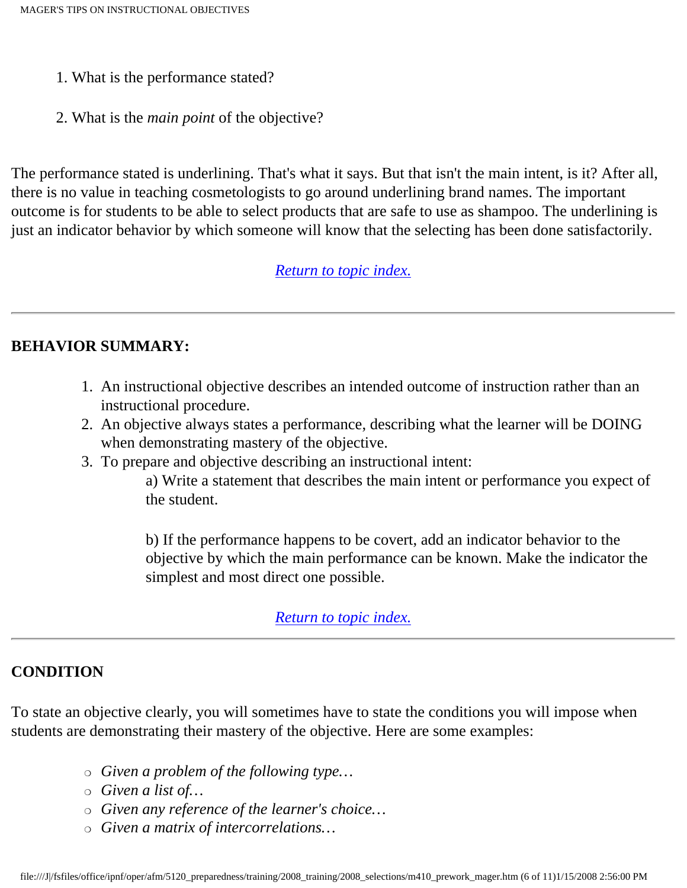1. What is the performance stated?

2. What is the *main point* of the objective?

The performance stated is underlining. That's what it says. But that isn't the main intent, is it? After all, there is no value in teaching cosmetologists to go around underlining brand names. The important outcome is for students to be able to select products that are safe to use as shampoo. The underlining is just an indicator behavior by which someone will know that the selecting has been done satisfactorily.

[Return to topic index.]

---

**BEHAVIOR SUMMARY:**

1. An instructional objective describes an intended outcome of instruction rather than an instructional procedure.
2. An objective always states a performance, describing what the learner will be DOING when demonstrating mastery of the objective.
3. To prepare and objective describing an instructional intent:

    a) Write a statement that describes the main intent or performance you expect of the student.

    b) If the performance happens to be covert, add an indicator behavior to the objective by which the main performance can be known. Make the indicator the simplest and most direct one possible.

[Return to topic index.]

---

**CONDITION**

To state an objective clearly, you will sometimes have to state the conditions you will impose when students are demonstrating their mastery of the objective. Here are some examples:

- *Given a problem of the following type…*
- *Given a list of…*
- *Given any reference of the learner's choice…*
- *Given a matrix of intercorrelations…*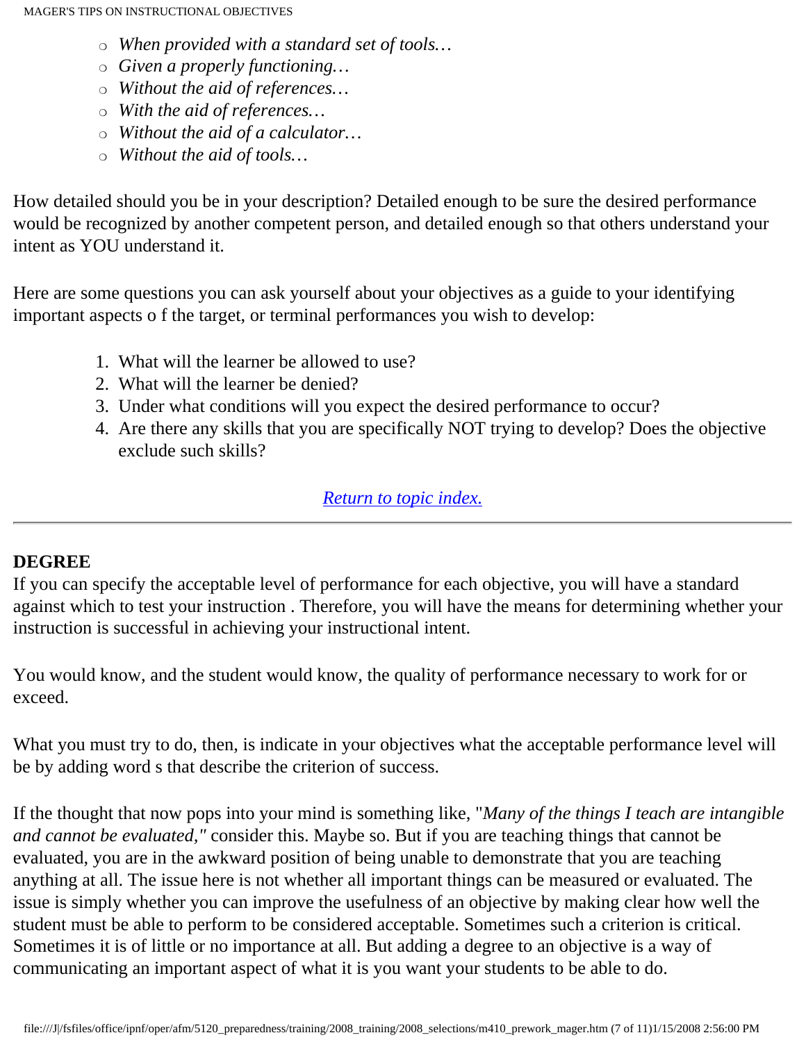- *When provided with a standard set of tools…*
- *Given a properly functioning…*
- *Without the aid of references…*
- *With the aid of references…*
- *Without the aid of a calculator…*
- *Without the aid of tools…*

How detailed should you be in your description? Detailed enough to be sure the desired performance would be recognized by another competent person, and detailed enough so that others understand your intent as YOU understand it.

Here are some questions you can ask yourself about your objectives as a guide to your identifying important aspects o f the target, or terminal performances you wish to develop:

1. What will the learner be allowed to use?
2. What will the learner be denied?
3. Under what conditions will you expect the desired performance to occur?
4. Are there any skills that you are specifically NOT trying to develop? Does the objective exclude such skills?

*Return to topic index.*

---

**DEGREE**

If you can specify the acceptable level of performance for each objective, you will have a standard against which to test your instruction . Therefore, you will have the means for determining whether your instruction is successful in achieving your instructional intent.

You would know, and the student would know, the quality of performance necessary to work for or exceed.

What you must try to do, then, is indicate in your objectives what the acceptable performance level will be by adding word s that describe the criterion of success.

If the thought that now pops into your mind is something like, "*Many of the things I teach are intangible and cannot be evaluated,"* consider this. Maybe so. But if you are teaching things that cannot be evaluated, you are in the awkward position of being unable to demonstrate that you are teaching anything at all. The issue here is not whether all important things can be measured or evaluated. The issue is simply whether you can improve the usefulness of an objective by making clear how well the student must be able to perform to be considered acceptable. Sometimes such a criterion is critical. Sometimes it is of little or no importance at all. But adding a degree to an objective is a way of communicating an important aspect of what it is you want your students to be able to do.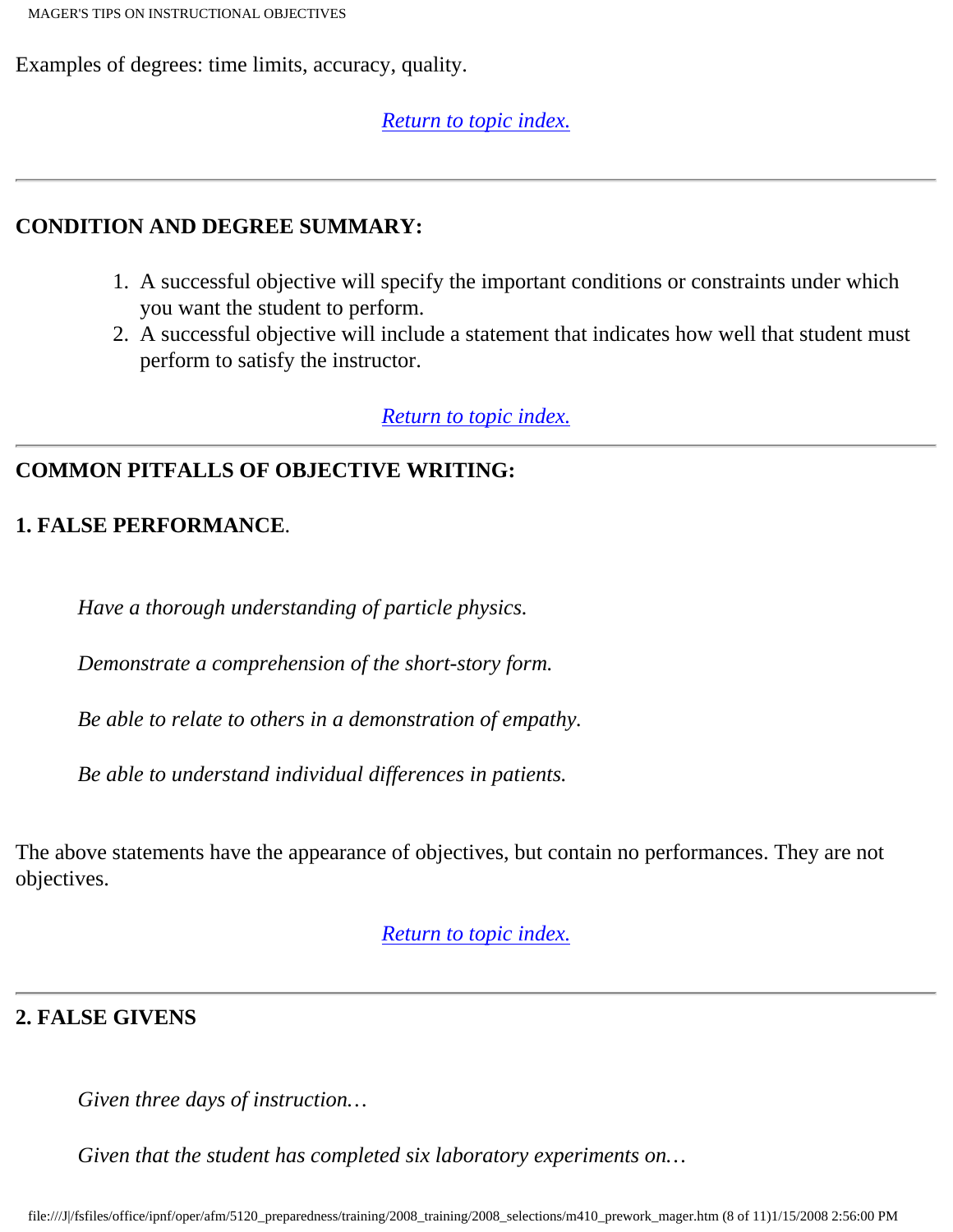Examples of degrees: time limits, accuracy, quality.

Return to topic index.

---

**CONDITION AND DEGREE SUMMARY:**

1. A successful objective will specify the important conditions or constraints under which you want the student to perform.
2. A successful objective will include a statement that indicates how well that student must perform to satisfy the instructor.

Return to topic index.

---

**COMMON PITFALLS OF OBJECTIVE WRITING:**

**1. FALSE PERFORMANCE**.

> *Have a thorough understanding of particle physics.*
>
> *Demonstrate a comprehension of the short-story form.*
>
> *Be able to relate to others in a demonstration of empathy.*
>
> *Be able to understand individual differences in patients.*

The above statements have the appearance of objectives, but contain no performances. They are not objectives.

Return to topic index.

---

**2. FALSE GIVENS**

> *Given three days of instruction…*
>
> *Given that the student has completed six laboratory experiments on…*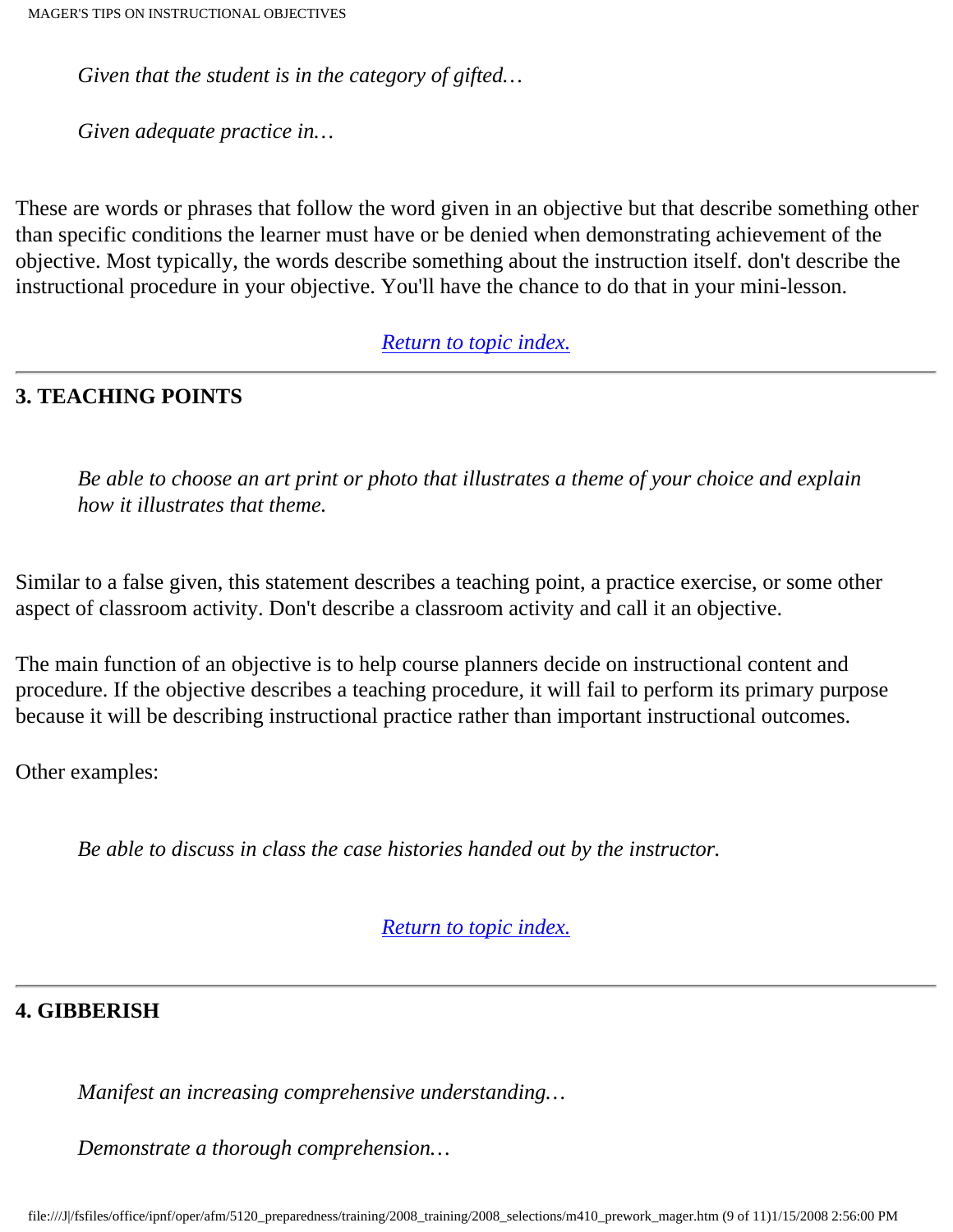*Given that the student is in the category of gifted…*

*Given adequate practice in…*

These are words or phrases that follow the word given in an objective but that describe something other than specific conditions the learner must have or be denied when demonstrating achievement of the objective. Most typically, the words describe something about the instruction itself. don't describe the instructional procedure in your objective. You'll have the chance to do that in your mini-lesson.

[Return to topic index.]

---

### 3. TEACHING POINTS

*Be able to choose an art print or photo that illustrates a theme of your choice and explain how it illustrates that theme.*

Similar to a false given, this statement describes a teaching point, a practice exercise, or some other aspect of classroom activity. Don't describe a classroom activity and call it an objective.

The main function of an objective is to help course planners decide on instructional content and procedure. If the objective describes a teaching procedure, it will fail to perform its primary purpose because it will be describing instructional practice rather than important instructional outcomes.

Other examples:

*Be able to discuss in class the case histories handed out by the instructor.*

[Return to topic index.]

---

### 4. GIBBERISH

*Manifest an increasing comprehensive understanding…*

*Demonstrate a thorough comprehension…*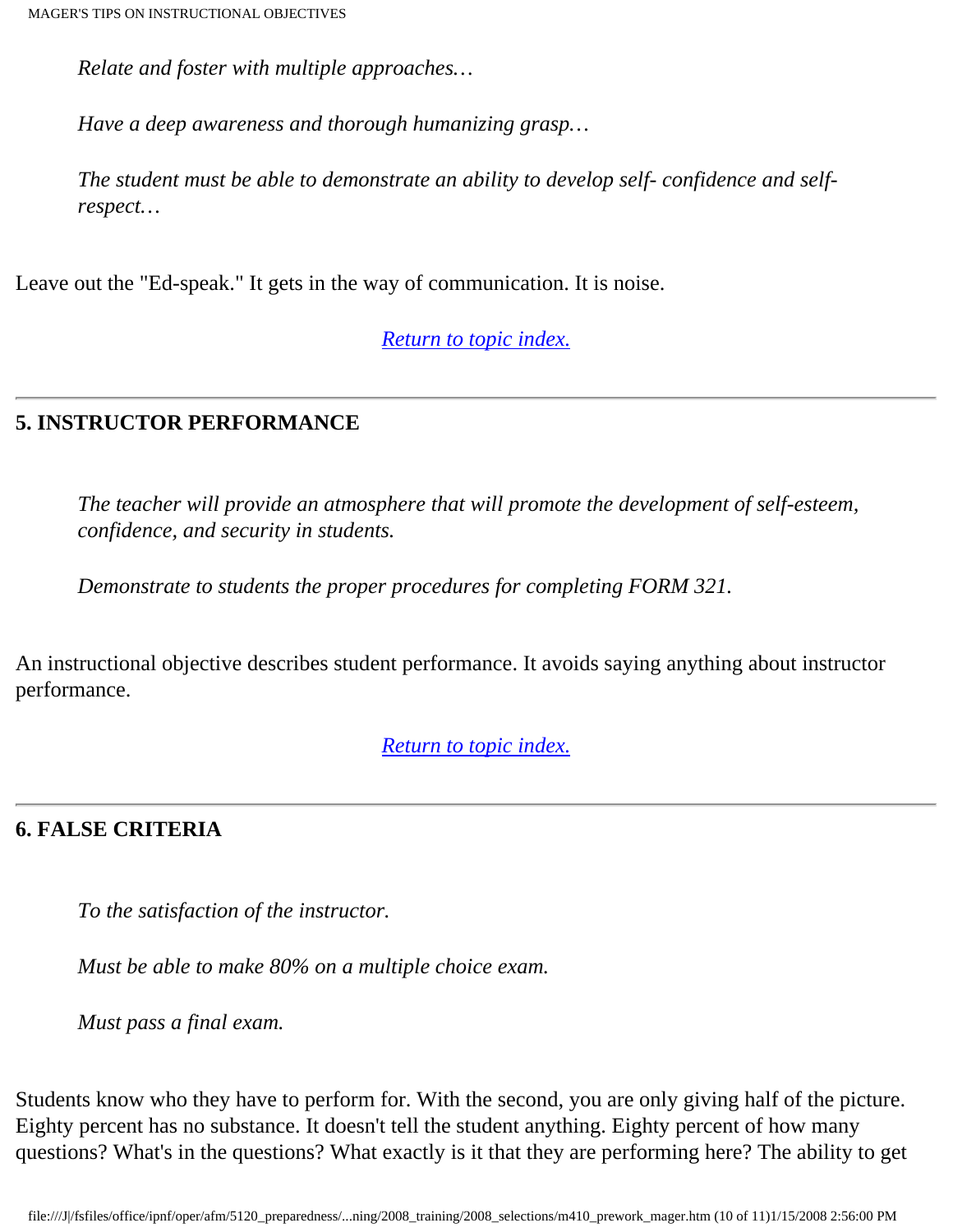*Relate and foster with multiple approaches…*

*Have a deep awareness and thorough humanizing grasp…*

*The student must be able to demonstrate an ability to develop self- confidence and self-respect…*

Leave out the "Ed-speak." It gets in the way of communication. It is noise.

Return to topic index.

---

## 5. INSTRUCTOR PERFORMANCE

*The teacher will provide an atmosphere that will promote the development of self-esteem, confidence, and security in students.*

*Demonstrate to students the proper procedures for completing FORM 321.*

An instructional objective describes student performance. It avoids saying anything about instructor performance.

Return to topic index.

---

## 6. FALSE CRITERIA

*To the satisfaction of the instructor.*

*Must be able to make 80% on a multiple choice exam.*

*Must pass a final exam.*

Students know who they have to perform for. With the second, you are only giving half of the picture. Eighty percent has no substance. It doesn't tell the student anything. Eighty percent of how many questions? What's in the questions? What exactly is it that they are performing here? The ability to get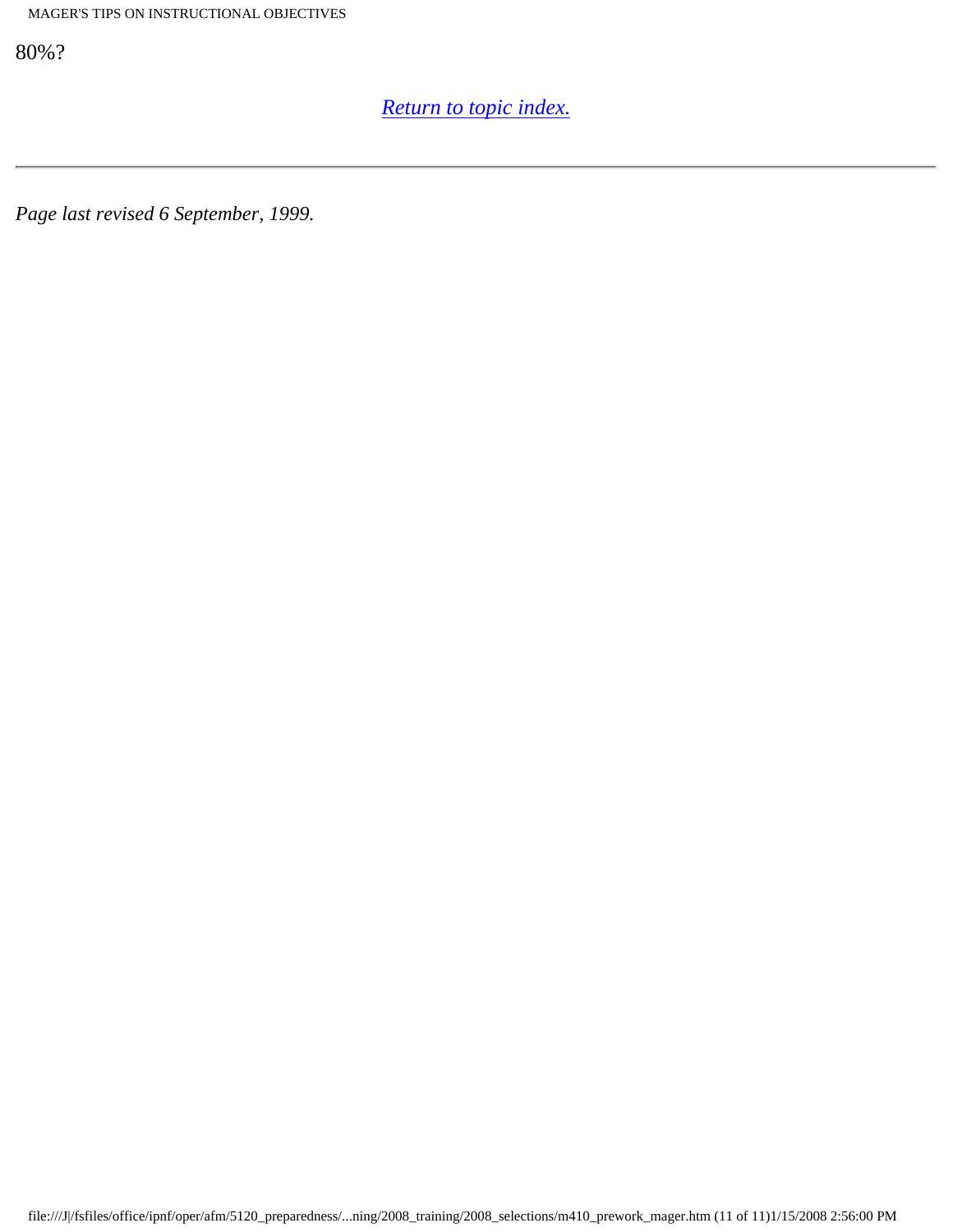80%?

*[Return to topic index.]*

---

*Page last revised 6 September, 1999.*